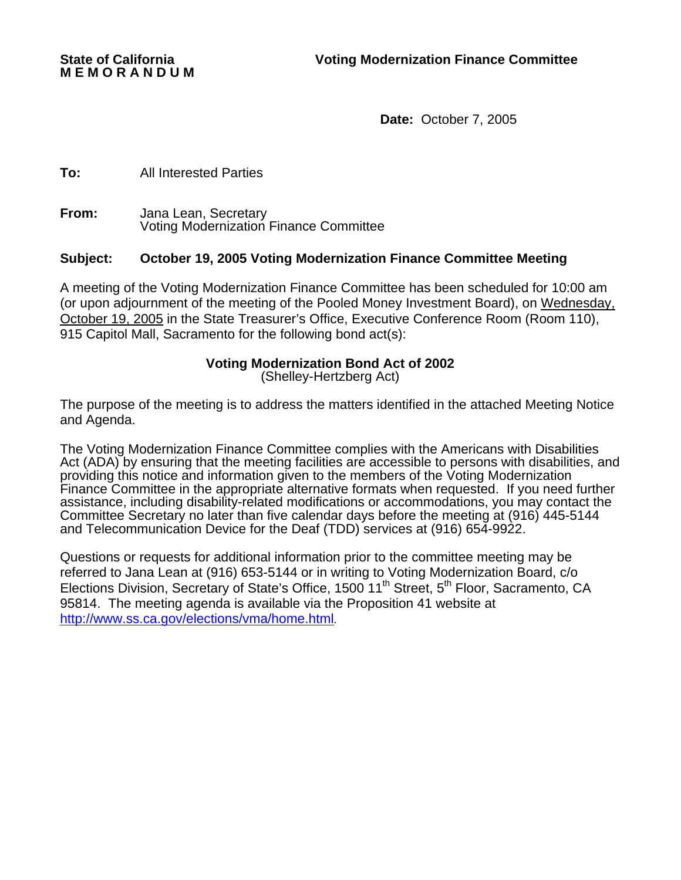**State of California** | **Voting Modernization Finance Committee**
**M E M O R A N D U M**

**Date:** October 7, 2005

**To:** All Interested Parties

**From:** Jana Lean, Secretary
Voting Modernization Finance Committee

**Subject: October 19, 2005 Voting Modernization Finance Committee Meeting**

A meeting of the Voting Modernization Finance Committee has been scheduled for 10:00 am (or upon adjournment of the meeting of the Pooled Money Investment Board), on Wednesday, October 19, 2005 in the State Treasurer's Office, Executive Conference Room (Room 110), 915 Capitol Mall, Sacramento for the following bond act(s):

**Voting Modernization Bond Act of 2002**
(Shelley-Hertzberg Act)

The purpose of the meeting is to address the matters identified in the attached Meeting Notice and Agenda.

The Voting Modernization Finance Committee complies with the Americans with Disabilities Act (ADA) by ensuring that the meeting facilities are accessible to persons with disabilities, and providing this notice and information given to the members of the Voting Modernization Finance Committee in the appropriate alternative formats when requested. If you need further assistance, including disability-related modifications or accommodations, you may contact the Committee Secretary no later than five calendar days before the meeting at (916) 445-5144 and Telecommunication Device for the Deaf (TDD) services at (916) 654-9922.

Questions or requests for additional information prior to the committee meeting may be referred to Jana Lean at (916) 653-5144 or in writing to Voting Modernization Board, c/o Elections Division, Secretary of State's Office, 1500 11th Street, 5th Floor, Sacramento, CA 95814. The meeting agenda is available via the Proposition 41 website at http://www.ss.ca.gov/elections/vma/home.html.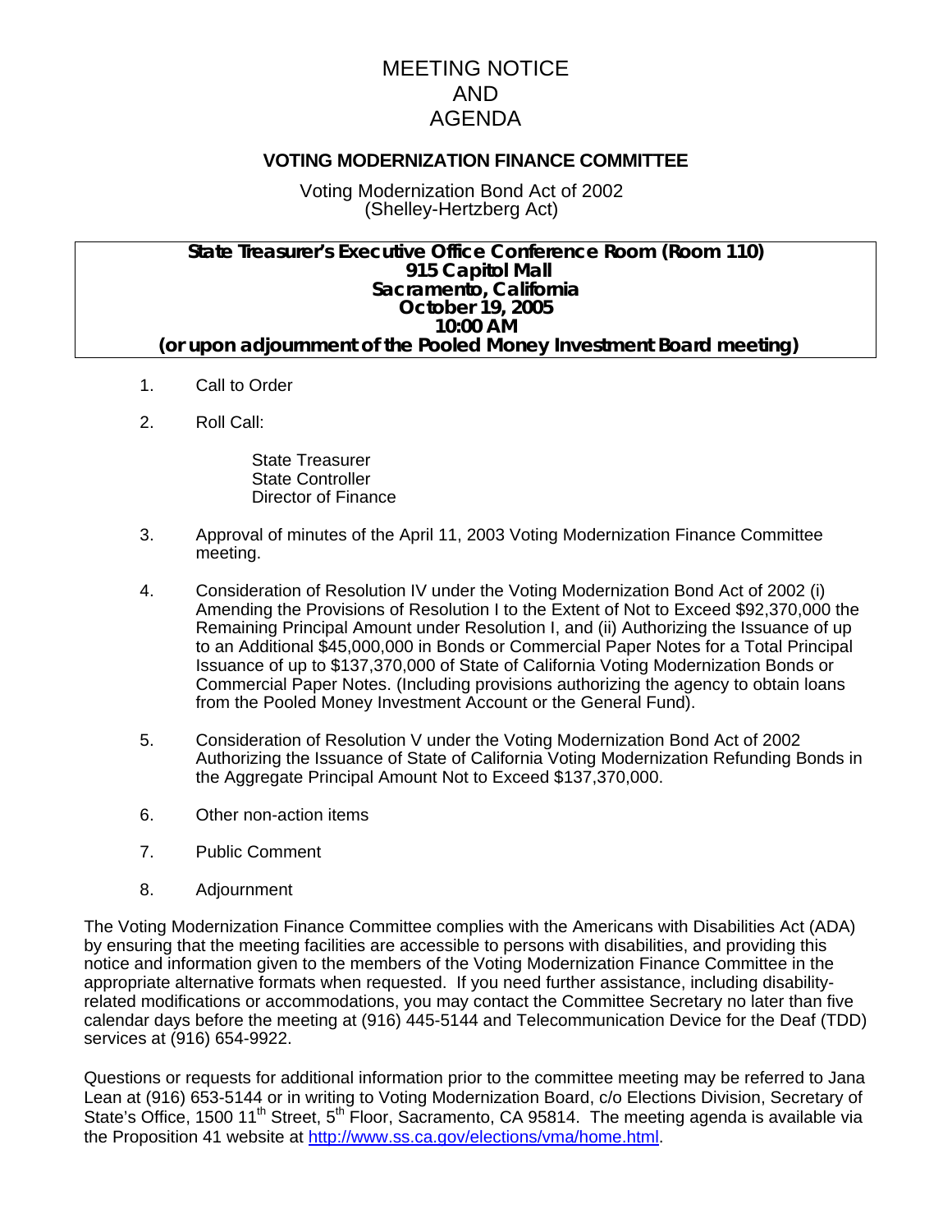# MEETING NOTICE
# AND
# AGENDA

## VOTING MODERNIZATION FINANCE COMMITTEE

Voting Modernization Bond Act of 2002
(Shelley-Hertzberg Act)

**State Treasurer's Executive Office Conference Room (Room 110)**
**915 Capitol Mall**
**Sacramento, California**
**October 19, 2005**
**10:00 AM**
**(or upon adjournment of the Pooled Money Investment Board meeting)**

1. Call to Order

2. Roll Call:

   State Treasurer
   State Controller
   Director of Finance

3. Approval of minutes of the April 11, 2003 Voting Modernization Finance Committee meeting.

4. Consideration of Resolution IV under the Voting Modernization Bond Act of 2002 (i) Amending the Provisions of Resolution I to the Extent of Not to Exceed $92,370,000 the Remaining Principal Amount under Resolution I, and (ii) Authorizing the Issuance of up to an Additional $45,000,000 in Bonds or Commercial Paper Notes for a Total Principal Issuance of up to $137,370,000 of State of California Voting Modernization Bonds or Commercial Paper Notes. (Including provisions authorizing the agency to obtain loans from the Pooled Money Investment Account or the General Fund).

5. Consideration of Resolution V under the Voting Modernization Bond Act of 2002 Authorizing the Issuance of State of California Voting Modernization Refunding Bonds in the Aggregate Principal Amount Not to Exceed $137,370,000.

6. Other non-action items

7. Public Comment

8. Adjournment

The Voting Modernization Finance Committee complies with the Americans with Disabilities Act (ADA) by ensuring that the meeting facilities are accessible to persons with disabilities, and providing this notice and information given to the members of the Voting Modernization Finance Committee in the appropriate alternative formats when requested. If you need further assistance, including disability-related modifications or accommodations, you may contact the Committee Secretary no later than five calendar days before the meeting at (916) 445-5144 and Telecommunication Device for the Deaf (TDD) services at (916) 654-9922.

Questions or requests for additional information prior to the committee meeting may be referred to Jana Lean at (916) 653-5144 or in writing to Voting Modernization Board, c/o Elections Division, Secretary of State's Office, 1500 11th Street, 5th Floor, Sacramento, CA 95814. The meeting agenda is available via the Proposition 41 website at http://www.ss.ca.gov/elections/vma/home.html.